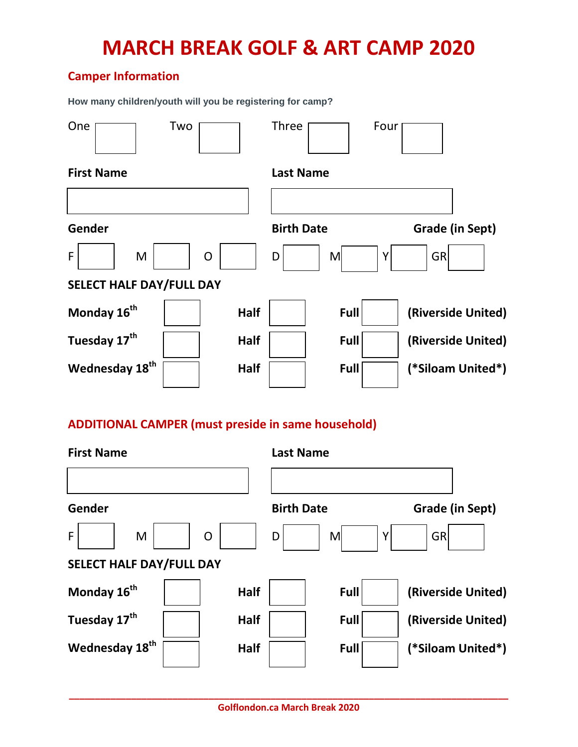# MARCH BREAK GOLF & ART CAMP 2020

## Camper Information

How many children/youth will you be registering for camp?

One ☐ Two ☐ Three ☐ Four ☐

**First Name** ______________________ **Last Name** ______________________

**Gender**

F ☐ M ☐ O ☐

**Birth Date**

D ☐ M ☐ Y ☐

**Grade (in Sept)**

GR ☐

**SELECT HALF DAY/FULL DAY**

| | | | | |
|---|---|---|---|---|
| **Monday 16th** | ☐ | **Half** ☐ | **Full** ☐ | **(Riverside United)** |
| **Tuesday 17th** | ☐ | **Half** ☐ | **Full** ☐ | **(Riverside United)** |
| **Wednesday 18th** | ☐ | **Half** ☐ | **Full** ☐ | **(*Siloam United*)** |

## ADDITIONAL CAMPER (must preside in same household)

**First Name** ______________________ **Last Name** ______________________

**Gender**

F ☐ M ☐ O ☐

**Birth Date**

D ☐ M ☐ Y ☐

**Grade (in Sept)**

GR ☐

**SELECT HALF DAY/FULL DAY**

| | | | | |
|---|---|---|---|---|
| **Monday 16th** | ☐ | **Half** ☐ | **Full** ☐ | **(Riverside United)** |
| **Tuesday 17th** | ☐ | **Half** ☐ | **Full** ☐ | **(Riverside United)** |
| **Wednesday 18th** | ☐ | **Half** ☐ | **Full** ☐ | **(*Siloam United*)** |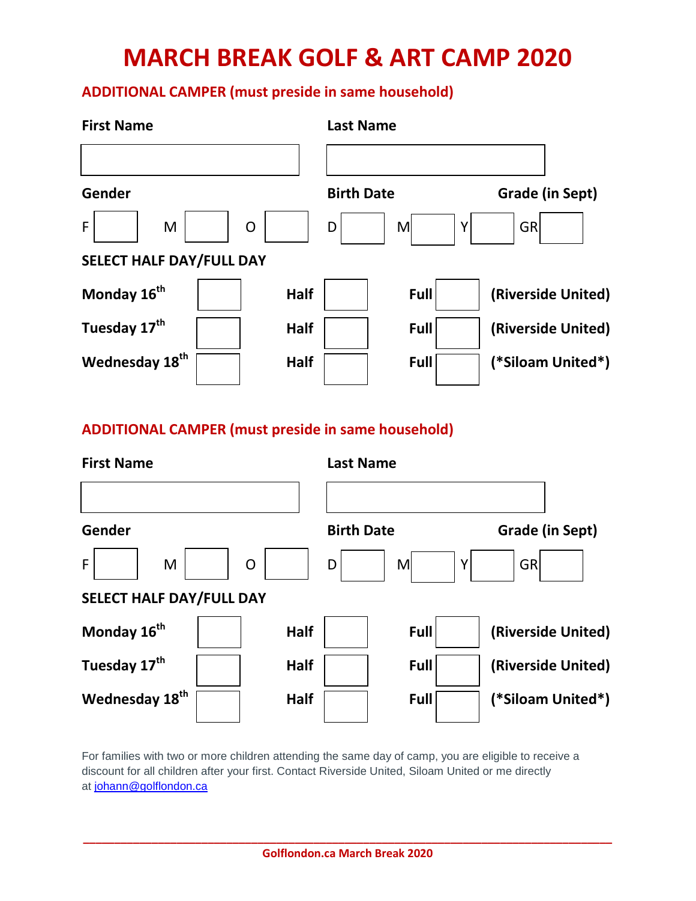# MARCH BREAK GOLF & ART CAMP 2020

## ADDITIONAL CAMPER (must preside in same household)

| First Name | Last Name |
|---|---|
| | |

**Gender**

F ☐ M ☐ O ☐

**Birth Date**

D ☐ M ☐ Y ☐

**Grade (in Sept)**

GR ☐

**SELECT HALF DAY/FULL DAY**

| Day | | Half | Full | Location |
|---|---|---|---|---|
| **Monday 16th** | ☐ | ☐ | ☐ | **(Riverside United)** |
| **Tuesday 17th** | ☐ | ☐ | ☐ | **(Riverside United)** |
| **Wednesday 18th** | ☐ | ☐ | ☐ | **(*Siloam United*)** |

## ADDITIONAL CAMPER (must preside in same household)

| First Name | Last Name |
|---|---|
| | |

**Gender**

F ☐ M ☐ O ☐

**Birth Date**

D ☐ M ☐ Y ☐

**Grade (in Sept)**

GR ☐

**SELECT HALF DAY/FULL DAY**

| Day | | Half | Full | Location |
|---|---|---|---|---|
| **Monday 16th** | ☐ | ☐ | ☐ | **(Riverside United)** |
| **Tuesday 17th** | ☐ | ☐ | ☐ | **(Riverside United)** |
| **Wednesday 18th** | ☐ | ☐ | ☐ | **(*Siloam United*)** |

For families with two or more children attending the same day of camp, you are eligible to receive a discount for all children after your first. Contact Riverside United, Siloam United or me directly at johann@golflondon.ca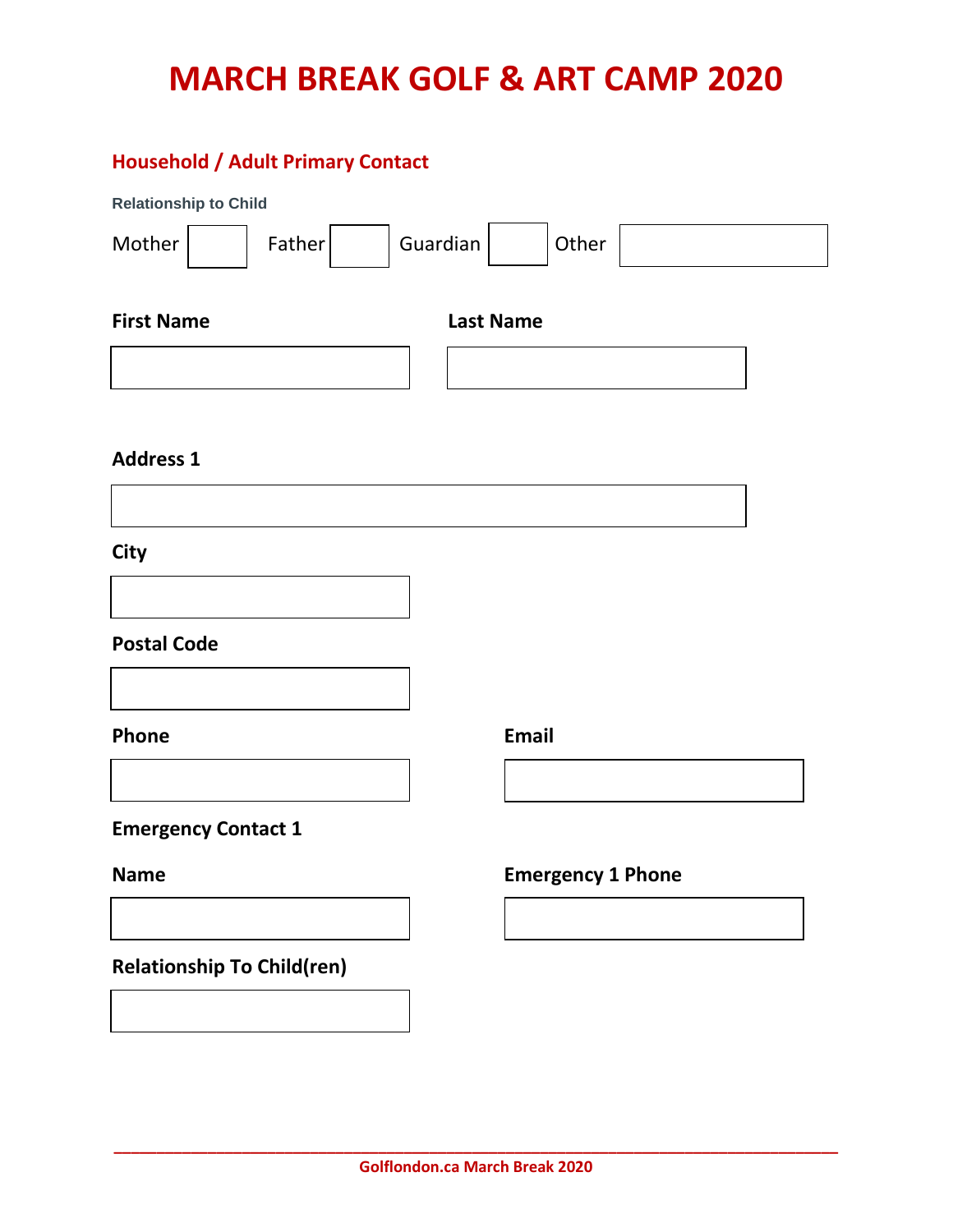# MARCH BREAK GOLF & ART CAMP 2020

## Household / Adult Primary Contact

**Relationship to Child**

Mother ☐ Father ☐ Guardian ☐ Other ____________

**First Name** ____________

**Last Name** ____________

**Address 1** ____________

**City** ____________

**Postal Code** ____________

**Phone** ____________

**Email** ____________

**Emergency Contact 1**

**Name** ____________

**Emergency 1 Phone** ____________

**Relationship To Child(ren)** ____________

Golflondon.ca March Break 2020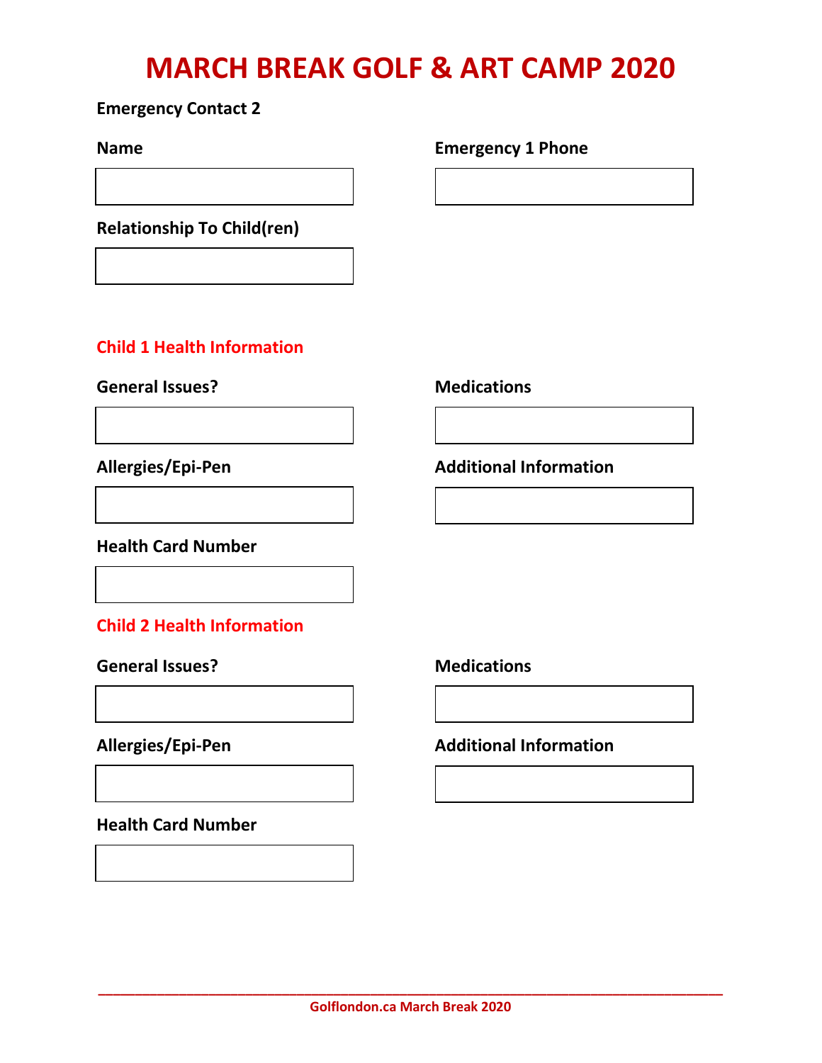# MARCH BREAK GOLF & ART CAMP 2020

**Emergency Contact 2**

**Name**

**Emergency 1 Phone**

**Relationship To Child(ren)**

## Child 1 Health Information

**General Issues?**

**Medications**

**Allergies/Epi-Pen**

**Additional Information**

**Health Card Number**

## Child 2 Health Information

**General Issues?**

**Medications**

**Allergies/Epi-Pen**

**Additional Information**

**Health Card Number**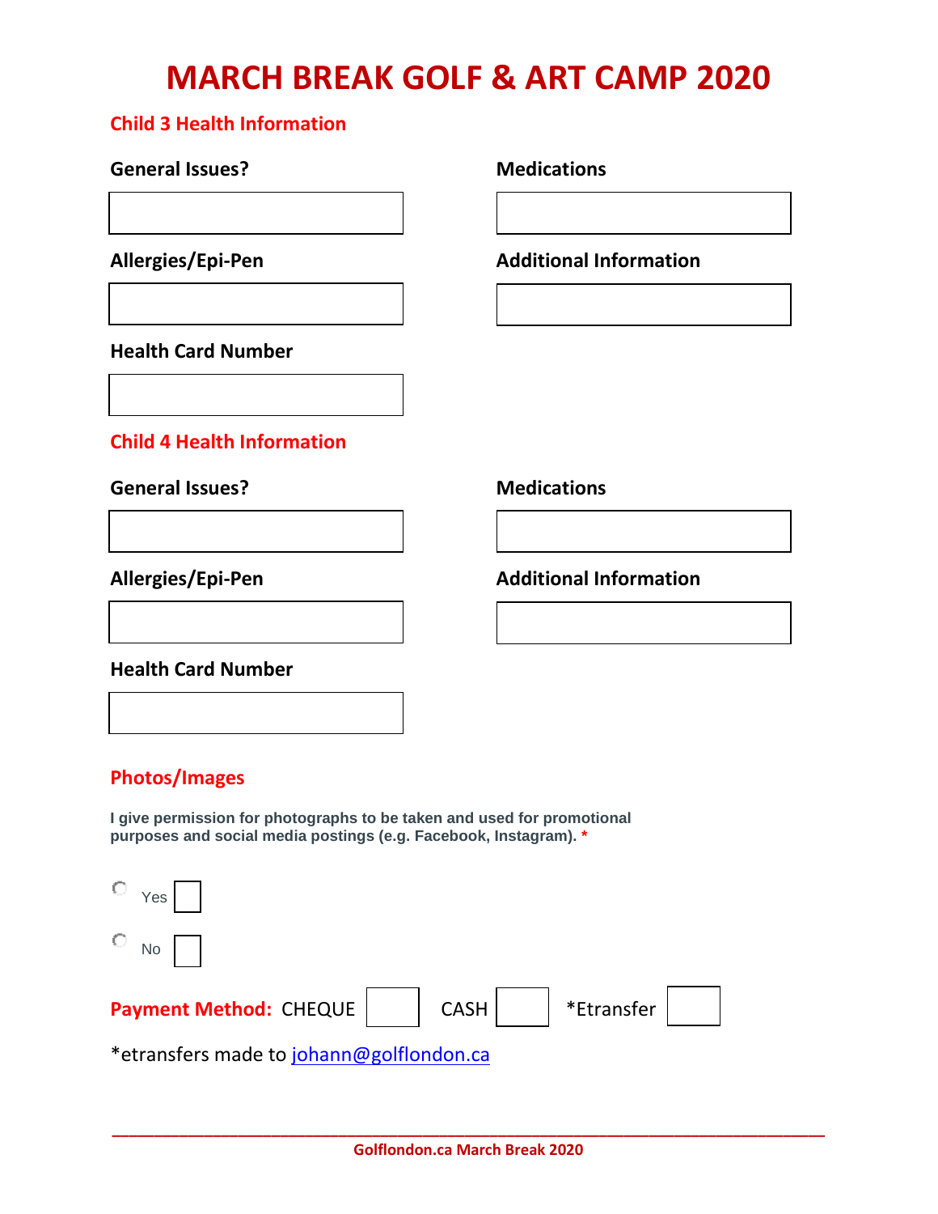# MARCH BREAK GOLF & ART CAMP 2020

## Child 3 Health Information

**General Issues?**

**Medications**

**Allergies/Epi-Pen**

**Additional Information**

**Health Card Number**

## Child 4 Health Information

**General Issues?**

**Medications**

**Allergies/Epi-Pen**

**Additional Information**

**Health Card Number**

## Photos/Images

**I give permission for photographs to be taken and used for promotional purposes and social media postings (e.g. Facebook, Instagram). ***

- Yes ☐
- No ☐

**Payment Method:** CHEQUE ☐ CASH ☐ *Etransfer ☐

*etransfers made to johann@golflondon.ca